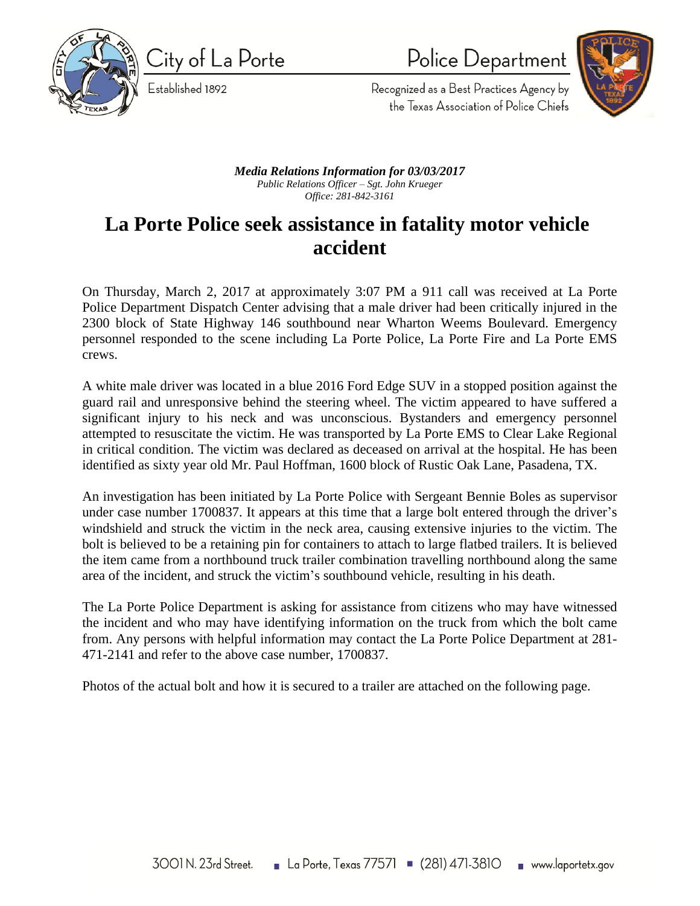City of La Porte

Established 1892

Police Department

Recognized as a Best Practices Agency by the Texas Association of Police Chiefs

***Media Relations Information for 03/03/2017***
*Public Relations Officer – Sgt. John Krueger*
*Office: 281-842-3161*

# La Porte Police seek assistance in fatality motor vehicle accident

On Thursday, March 2, 2017 at approximately 3:07 PM a 911 call was received at La Porte Police Department Dispatch Center advising that a male driver had been critically injured in the 2300 block of State Highway 146 southbound near Wharton Weems Boulevard. Emergency personnel responded to the scene including La Porte Police, La Porte Fire and La Porte EMS crews.

A white male driver was located in a blue 2016 Ford Edge SUV in a stopped position against the guard rail and unresponsive behind the steering wheel. The victim appeared to have suffered a significant injury to his neck and was unconscious. Bystanders and emergency personnel attempted to resuscitate the victim. He was transported by La Porte EMS to Clear Lake Regional in critical condition. The victim was declared as deceased on arrival at the hospital. He has been identified as sixty year old Mr. Paul Hoffman, 1600 block of Rustic Oak Lane, Pasadena, TX.

An investigation has been initiated by La Porte Police with Sergeant Bennie Boles as supervisor under case number 1700837. It appears at this time that a large bolt entered through the driver's windshield and struck the victim in the neck area, causing extensive injuries to the victim. The bolt is believed to be a retaining pin for containers to attach to large flatbed trailers. It is believed the item came from a northbound truck trailer combination travelling northbound along the same area of the incident, and struck the victim's southbound vehicle, resulting in his death.

The La Porte Police Department is asking for assistance from citizens who may have witnessed the incident and who may have identifying information on the truck from which the bolt came from. Any persons with helpful information may contact the La Porte Police Department at 281-471-2141 and refer to the above case number, 1700837.

Photos of the actual bolt and how it is secured to a trailer are attached on the following page.